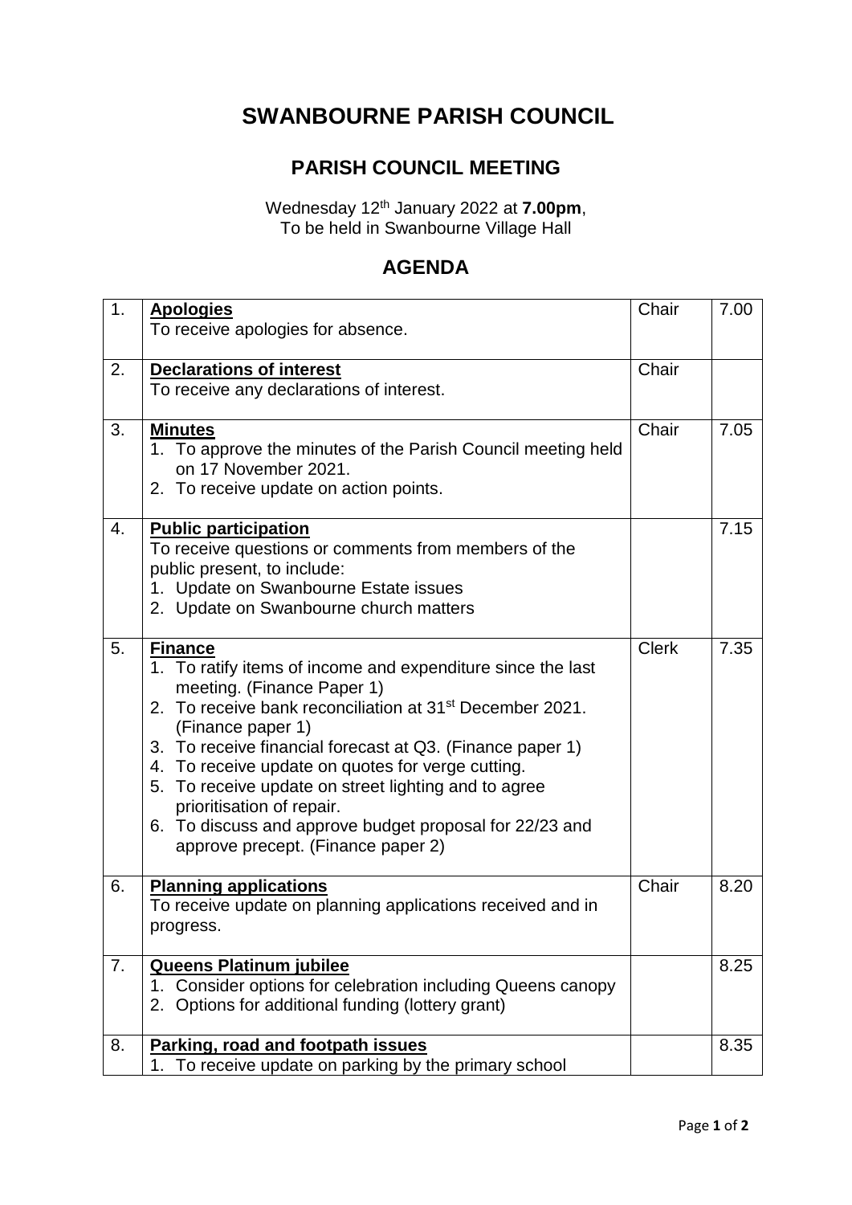# SWANBOURNE PARISH COUNCIL

## PARISH COUNCIL MEETING

Wednesday 12th January 2022 at **7.00pm**,
To be held in Swanbourne Village Hall

## AGENDA

| | | | |
|---|---|---|---|
| 1. | **Apologies**<br>To receive apologies for absence. | Chair | 7.00 |
| 2. | **Declarations of interest**<br>To receive any declarations of interest. | Chair | |
| 3. | **Minutes**<br>1. To approve the minutes of the Parish Council meeting held on 17 November 2021.<br>2. To receive update on action points. | Chair | 7.05 |
| 4. | **Public participation**<br>To receive questions or comments from members of the public present, to include:<br>1. Update on Swanbourne Estate issues<br>2. Update on Swanbourne church matters | | 7.15 |
| 5. | **Finance**<br>1. To ratify items of income and expenditure since the last meeting. (Finance Paper 1)<br>2. To receive bank reconciliation at 31st December 2021. (Finance paper 1)<br>3. To receive financial forecast at Q3. (Finance paper 1)<br>4. To receive update on quotes for verge cutting.<br>5. To receive update on street lighting and to agree prioritisation of repair.<br>6. To discuss and approve budget proposal for 22/23 and approve precept. (Finance paper 2) | Clerk | 7.35 |
| 6. | **Planning applications**<br>To receive update on planning applications received and in progress. | Chair | 8.20 |
| 7. | **Queens Platinum jubilee**<br>1. Consider options for celebration including Queens canopy<br>2. Options for additional funding (lottery grant) | | 8.25 |
| 8. | **Parking, road and footpath issues**<br>1. To receive update on parking by the primary school | | 8.35 |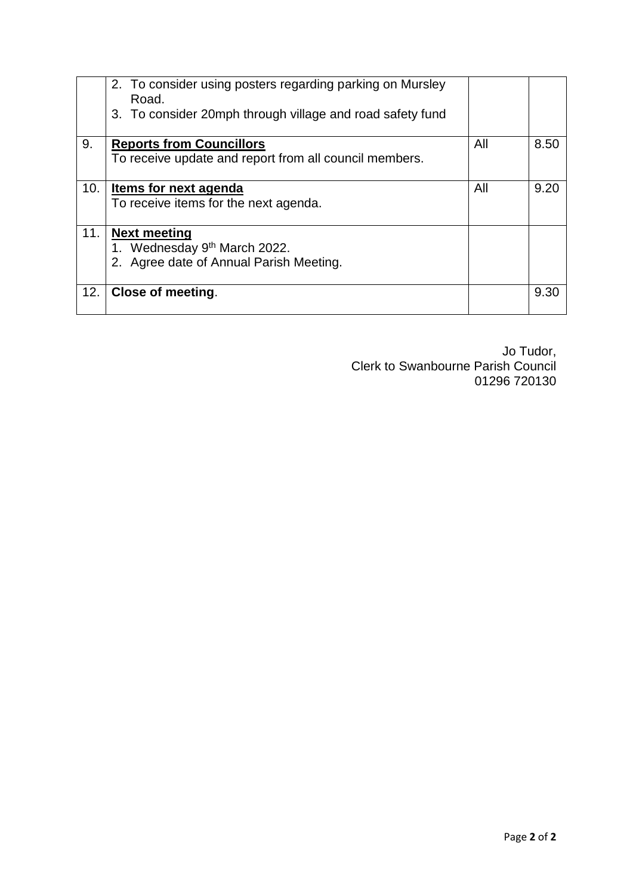| | | | |
|---|---|---|---|
| | 2. To consider using posters regarding parking on Mursley Road.<br>3. To consider 20mph through village and road safety fund | | |
| 9. | **Reports from Councillors**<br>To receive update and report from all council members. | All | 8.50 |
| 10. | **Items for next agenda**<br>To receive items for the next agenda. | All | 9.20 |
| 11. | **Next meeting**<br>1. Wednesday 9th March 2022.<br>2. Agree date of Annual Parish Meeting. | | |
| 12. | **Close of meeting**. | | 9.30 |

Jo Tudor,
Clerk to Swanbourne Parish Council
01296 720130